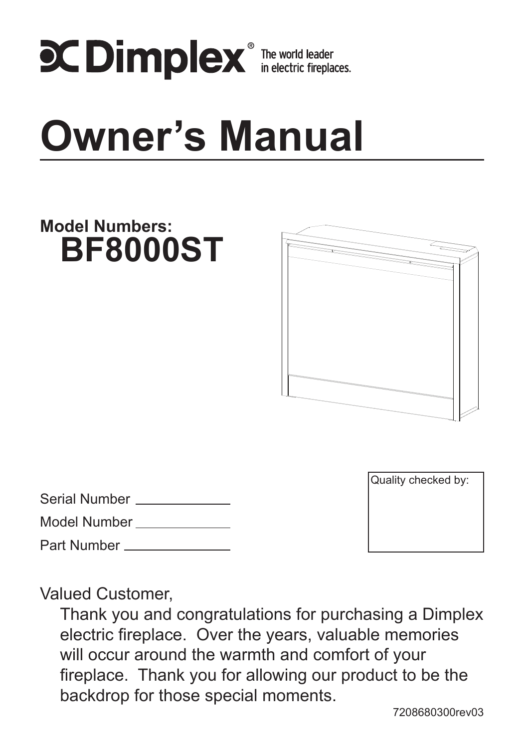Dimplex® The world leader in electric fireplaces.

# Owner's Manual

**Model Numbers:**

## BF8000ST

Serial Number ______________

Model Number ______________

Part Number ______________

Quality checked by:

Valued Customer,

Thank you and congratulations for purchasing a Dimplex electric fireplace. Over the years, valuable memories will occur around the warmth and comfort of your fireplace. Thank you for allowing our product to be the backdrop for those special moments.

7208680300rev03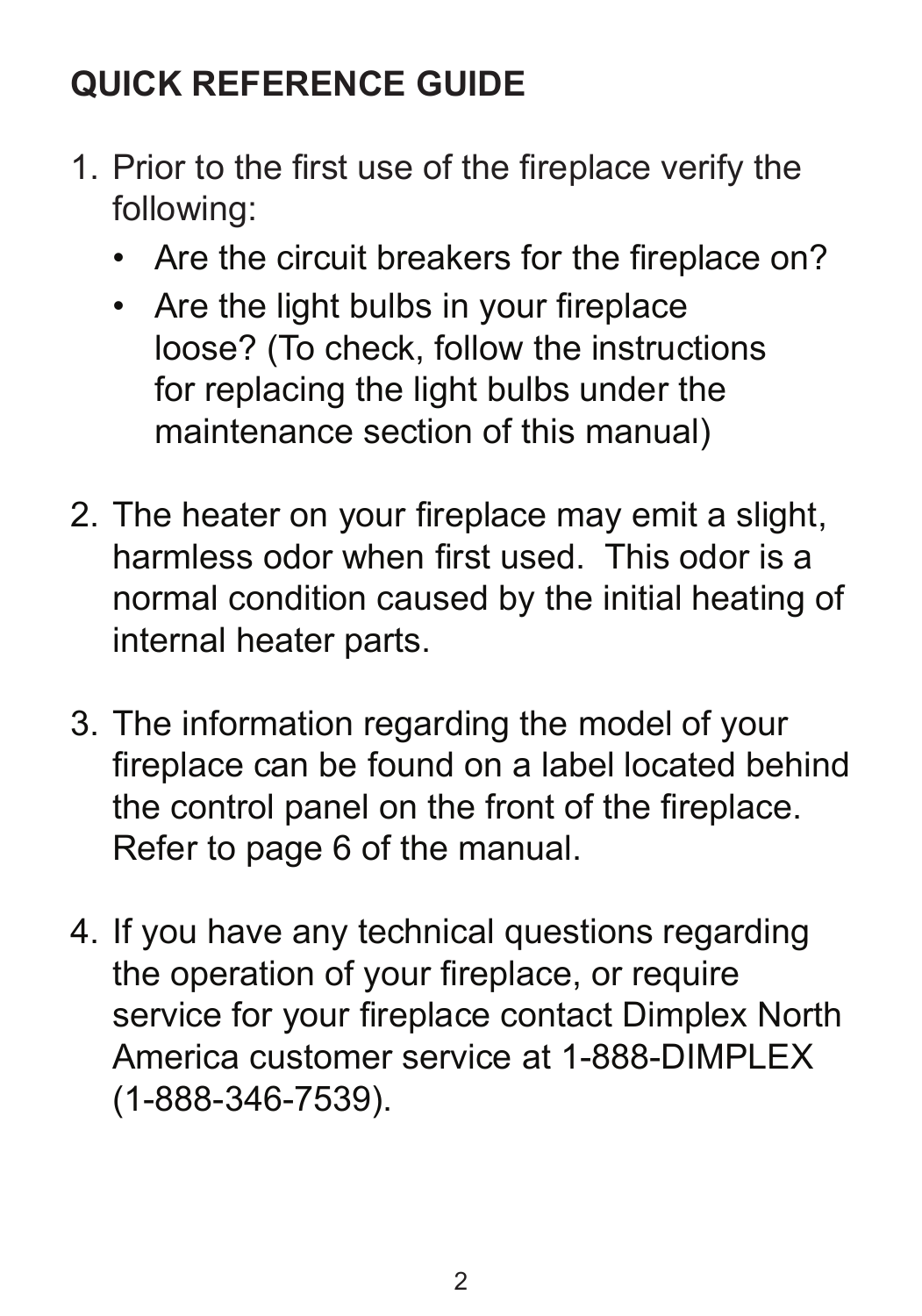# QUICK REFERENCE GUIDE

1. Prior to the first use of the fireplace verify the following:
   - Are the circuit breakers for the fireplace on?
   - Are the light bulbs in your fireplace loose? (To check, follow the instructions for replacing the light bulbs under the maintenance section of this manual)

2. The heater on your fireplace may emit a slight, harmless odor when first used.  This odor is a normal condition caused by the initial heating of internal heater parts.

3. The information regarding the model of your fireplace can be found on a label located behind the control panel on the front of the fireplace. Refer to page 6 of the manual.

4. If you have any technical questions regarding the operation of your fireplace, or require service for your fireplace contact Dimplex North America customer service at 1-888-DIMPLEX (1-888-346-7539).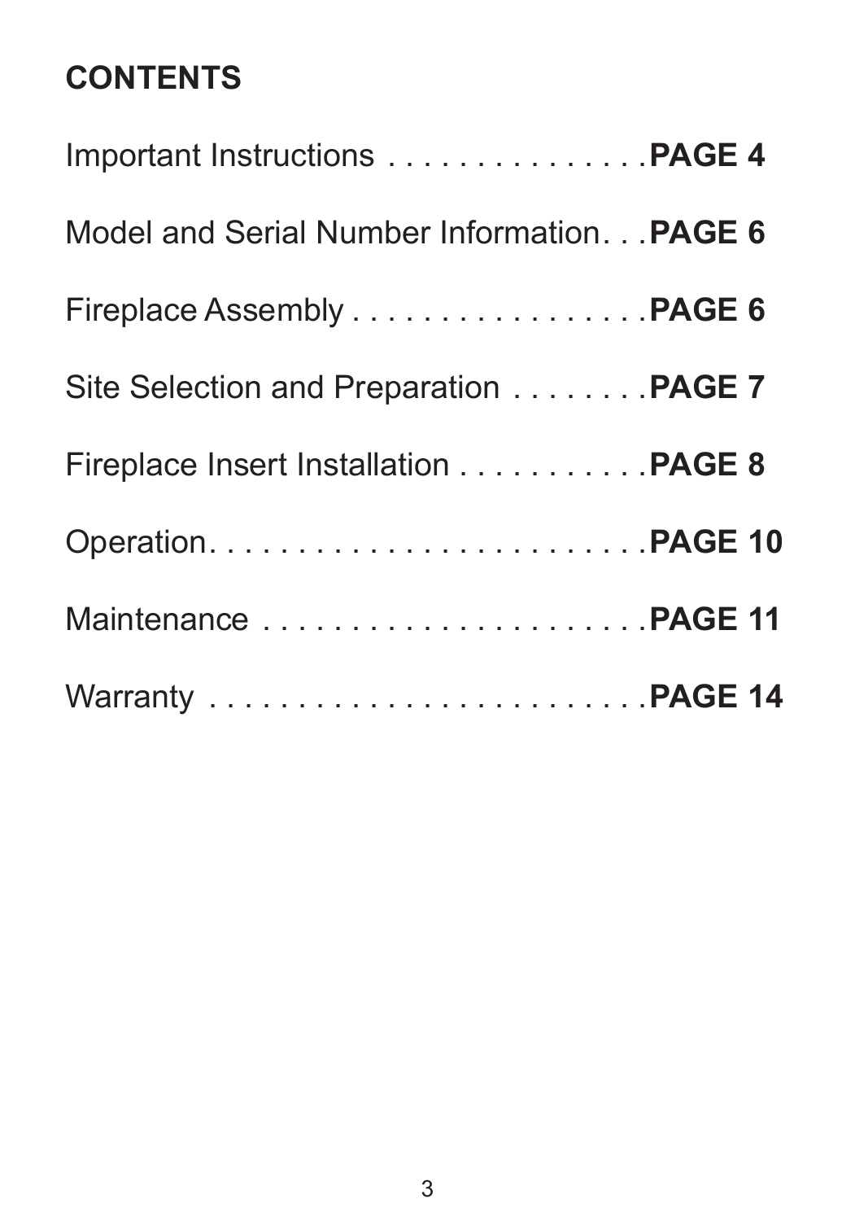## CONTENTS

Important Instructions . . . . . . . . . . . . . . . .**PAGE 4**

Model and Serial Number Information. . .**PAGE 6**

Fireplace Assembly . . . . . . . . . . . . . . . . . .**PAGE 6**

Site Selection and Preparation . . . . . . . .**PAGE 7**

Fireplace Insert Installation . . . . . . . . . . .**PAGE 8**

Operation. . . . . . . . . . . . . . . . . . . . . . . . . .**PAGE 10**

Maintenance . . . . . . . . . . . . . . . . . . . . . .**PAGE 11**

Warranty . . . . . . . . . . . . . . . . . . . . . . . . .**PAGE 14**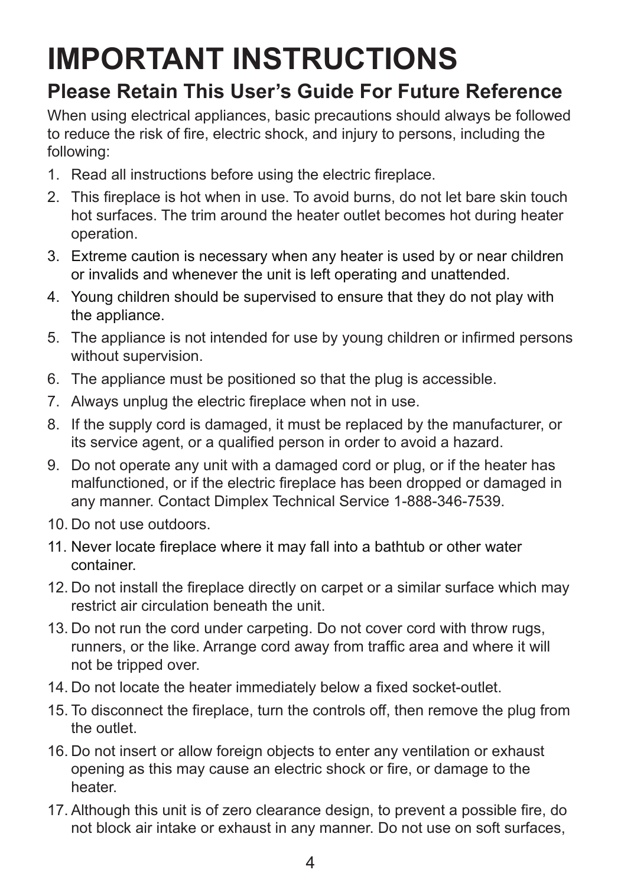# IMPORTANT INSTRUCTIONS

## Please Retain This User's Guide For Future Reference

When using electrical appliances, basic precautions should always be followed to reduce the risk of fire, electric shock, and injury to persons, including the following:

1. Read all instructions before using the electric fireplace.
2. This fireplace is hot when in use. To avoid burns, do not let bare skin touch hot surfaces. The trim around the heater outlet becomes hot during heater operation.
3. Extreme caution is necessary when any heater is used by or near children or invalids and whenever the unit is left operating and unattended.
4. Young children should be supervised to ensure that they do not play with the appliance.
5. The appliance is not intended for use by young children or infirmed persons without supervision.
6. The appliance must be positioned so that the plug is accessible.
7. Always unplug the electric fireplace when not in use.
8. If the supply cord is damaged, it must be replaced by the manufacturer, or its service agent, or a qualified person in order to avoid a hazard.
9. Do not operate any unit with a damaged cord or plug, or if the heater has malfunctioned, or if the electric fireplace has been dropped or damaged in any manner. Contact Dimplex Technical Service 1-888-346-7539.
10. Do not use outdoors.
11. Never locate fireplace where it may fall into a bathtub or other water container.
12. Do not install the fireplace directly on carpet or a similar surface which may restrict air circulation beneath the unit.
13. Do not run the cord under carpeting. Do not cover cord with throw rugs, runners, or the like. Arrange cord away from traffic area and where it will not be tripped over.
14. Do not locate the heater immediately below a fixed socket-outlet.
15. To disconnect the fireplace, turn the controls off, then remove the plug from the outlet.
16. Do not insert or allow foreign objects to enter any ventilation or exhaust opening as this may cause an electric shock or fire, or damage to the heater.
17. Although this unit is of zero clearance design, to prevent a possible fire, do not block air intake or exhaust in any manner. Do not use on soft surfaces,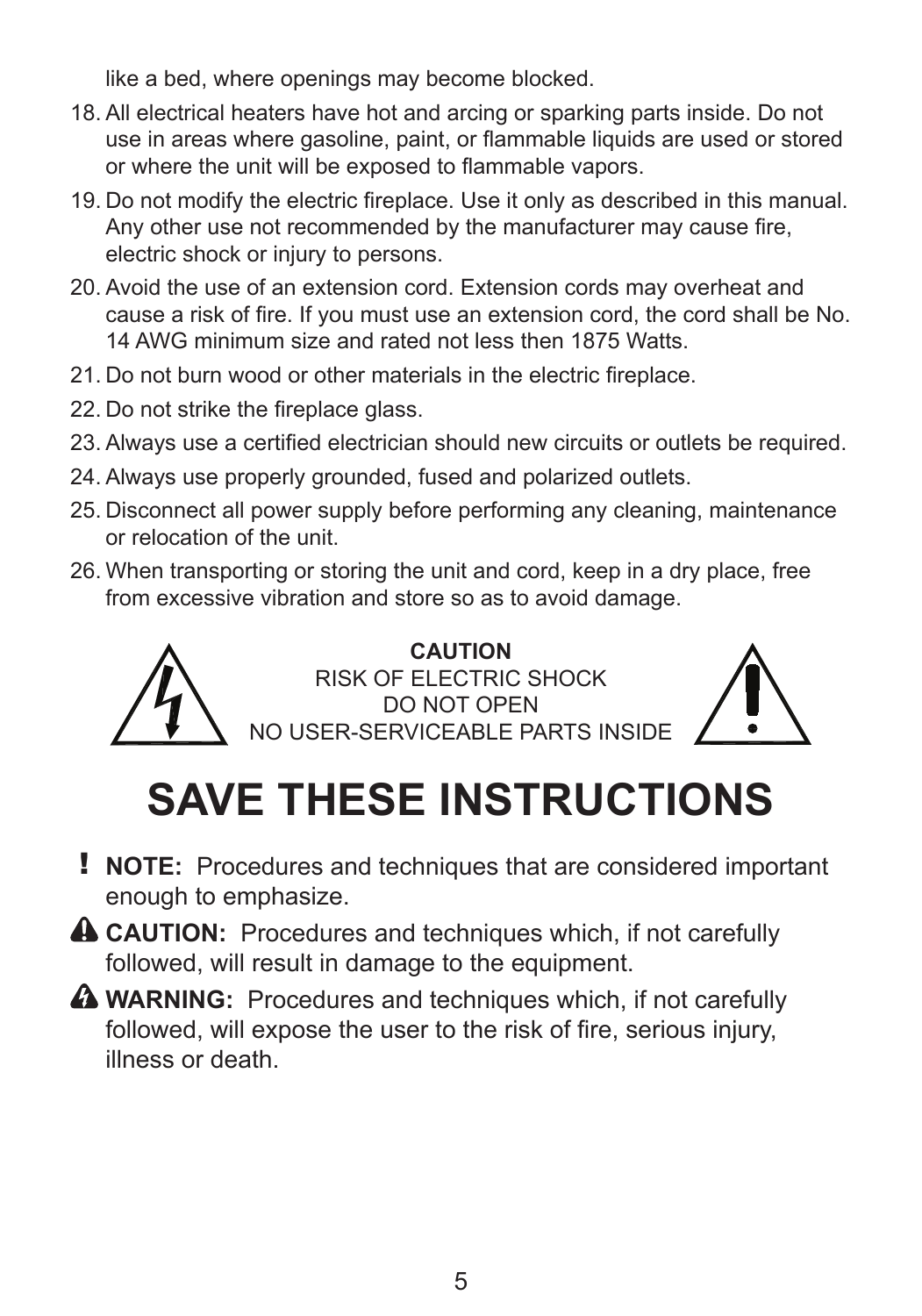like a bed, where openings may become blocked.

18. All electrical heaters have hot and arcing or sparking parts inside. Do not use in areas where gasoline, paint, or flammable liquids are used or stored or where the unit will be exposed to flammable vapors.
19. Do not modify the electric fireplace. Use it only as described in this manual. Any other use not recommended by the manufacturer may cause fire, electric shock or injury to persons.
20. Avoid the use of an extension cord. Extension cords may overheat and cause a risk of fire. If you must use an extension cord, the cord shall be No. 14 AWG minimum size and rated not less then 1875 Watts.
21. Do not burn wood or other materials in the electric fireplace.
22. Do not strike the fireplace glass.
23. Always use a certified electrician should new circuits or outlets be required.
24. Always use properly grounded, fused and polarized outlets.
25. Disconnect all power supply before performing any cleaning, maintenance or relocation of the unit.
26. When transporting or storing the unit and cord, keep in a dry place, free from excessive vibration and store so as to avoid damage.

**CAUTION**
RISK OF ELECTRIC SHOCK
DO NOT OPEN
NO USER-SERVICEABLE PARTS INSIDE

# SAVE THESE INSTRUCTIONS

! **NOTE:** Procedures and techniques that are considered important enough to emphasize.

**CAUTION:** Procedures and techniques which, if not carefully followed, will result in damage to the equipment.

**WARNING:** Procedures and techniques which, if not carefully followed, will expose the user to the risk of fire, serious injury, illness or death.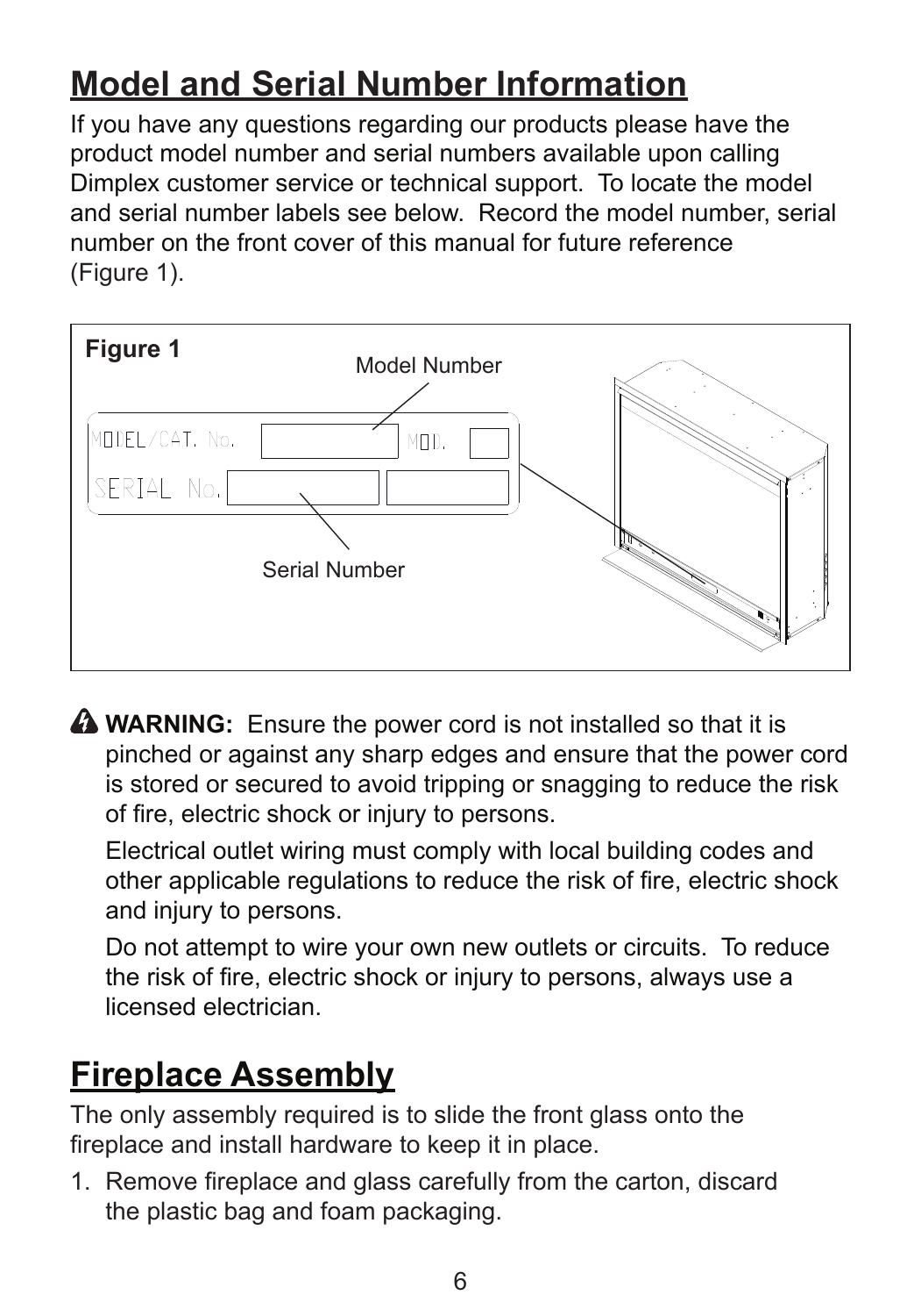## Model and Serial Number Information

If you have any questions regarding our products please have the product model number and serial numbers available upon calling Dimplex customer service or technical support. To locate the model and serial number labels see below. Record the model number, serial number on the front cover of this manual for future reference (Figure 1).

**Figure 1**

Model Number

Serial Number

**WARNING:** Ensure the power cord is not installed so that it is pinched or against any sharp edges and ensure that the power cord is stored or secured to avoid tripping or snagging to reduce the risk of fire, electric shock or injury to persons.

Electrical outlet wiring must comply with local building codes and other applicable regulations to reduce the risk of fire, electric shock and injury to persons.

Do not attempt to wire your own new outlets or circuits. To reduce the risk of fire, electric shock or injury to persons, always use a licensed electrician.

## Fireplace Assembly

The only assembly required is to slide the front glass onto the fireplace and install hardware to keep it in place.

1. Remove fireplace and glass carefully from the carton, discard the plastic bag and foam packaging.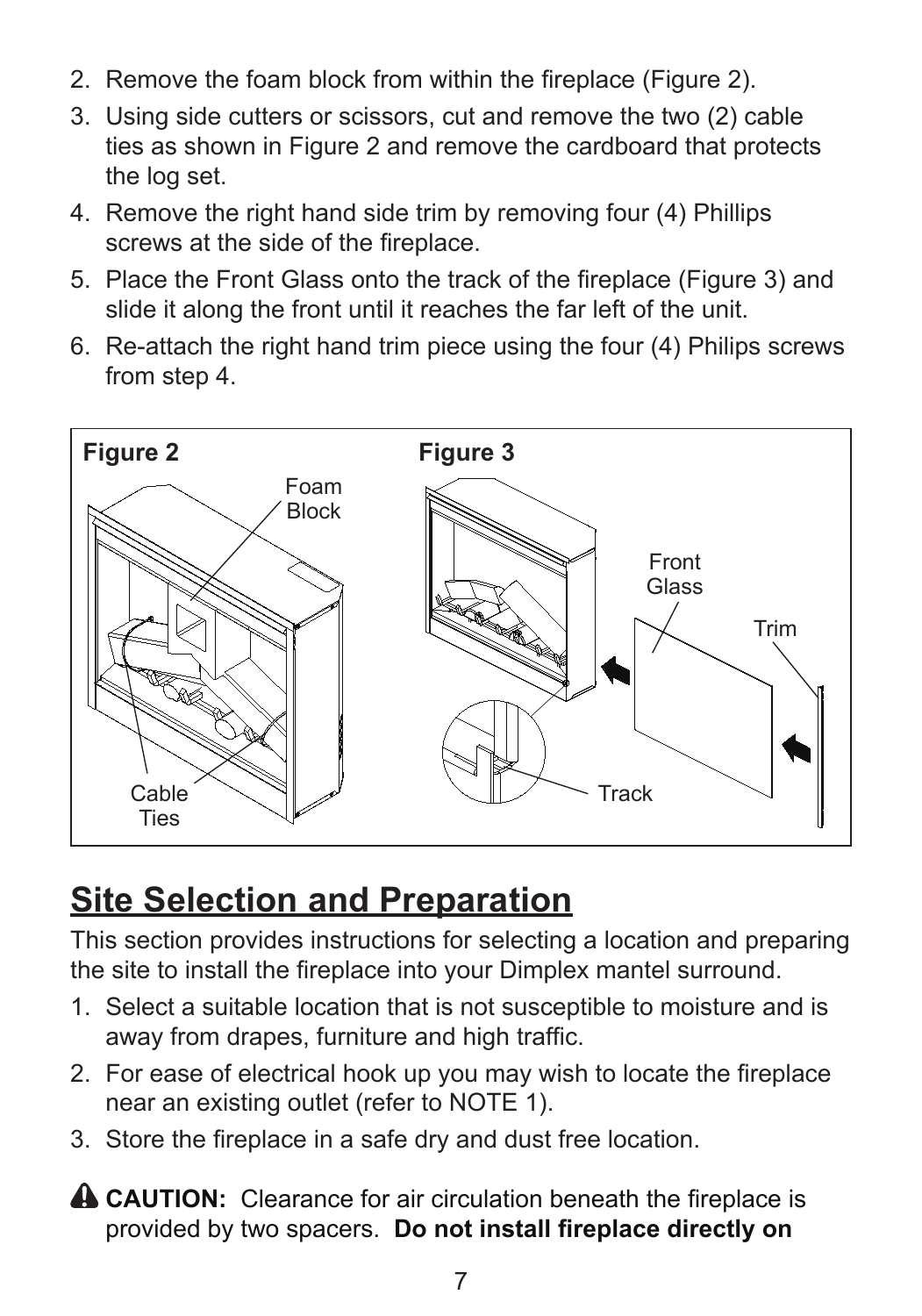2. Remove the foam block from within the fireplace (Figure 2).
3. Using side cutters or scissors, cut and remove the two (2) cable ties as shown in Figure 2 and remove the cardboard that protects the log set.
4. Remove the right hand side trim by removing four (4) Phillips screws at the side of the fireplace.
5. Place the Front Glass onto the track of the fireplace (Figure 3) and slide it along the front until it reaches the far left of the unit.
6. Re-attach the right hand trim piece using the four (4) Philips screws from step 4.

**Figure 2** Foam Block, Cable Ties

**Figure 3** Front Glass, Trim, Track

## Site Selection and Preparation

This section provides instructions for selecting a location and preparing the site to install the fireplace into your Dimplex mantel surround.

1. Select a suitable location that is not susceptible to moisture and is away from drapes, furniture and high traffic.
2. For ease of electrical hook up you may wish to locate the fireplace near an existing outlet (refer to NOTE 1).
3. Store the fireplace in a safe dry and dust free location.

⚠ **CAUTION:** Clearance for air circulation beneath the fireplace is provided by two spacers. **Do not install fireplace directly on**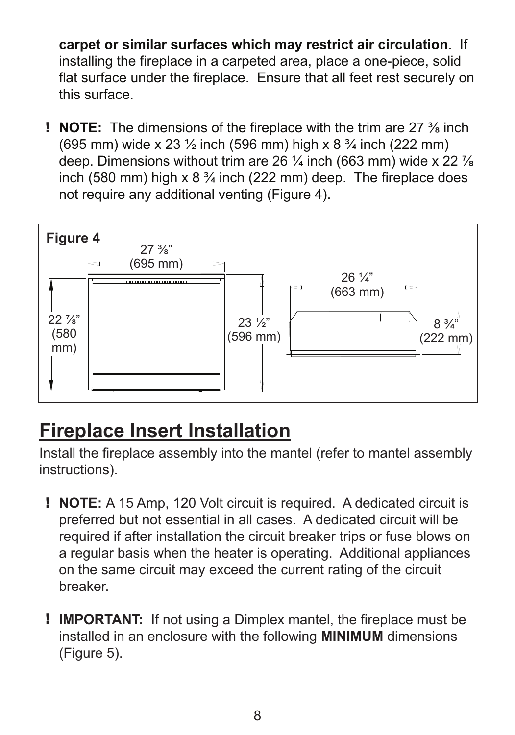**carpet or similar surfaces which may restrict air circulation**. If installing the fireplace in a carpeted area, place a one-piece, solid flat surface under the fireplace. Ensure that all feet rest securely on this surface.

**!** **NOTE:** The dimensions of the fireplace with the trim are 27 ⅜ inch (695 mm) wide x 23 ½ inch (596 mm) high x 8 ¾ inch (222 mm) deep. Dimensions without trim are 26 ¼ inch (663 mm) wide x 22 ⅞ inch (580 mm) high x 8 ¾ inch (222 mm) deep. The fireplace does not require any additional venting (Figure 4).

**Figure 4**

27 ⅜" (695 mm)
22 ⅞" (580 mm)
23 ½" (596 mm)
26 ¼" (663 mm)
8 ¾" (222 mm)

## Fireplace Insert Installation

Install the fireplace assembly into the mantel (refer to mantel assembly instructions).

**!** **NOTE:** A 15 Amp, 120 Volt circuit is required. A dedicated circuit is preferred but not essential in all cases. A dedicated circuit will be required if after installation the circuit breaker trips or fuse blows on a regular basis when the heater is operating. Additional appliances on the same circuit may exceed the current rating of the circuit breaker.

**!** **IMPORTANT:** If not using a Dimplex mantel, the fireplace must be installed in an enclosure with the following **MINIMUM** dimensions (Figure 5).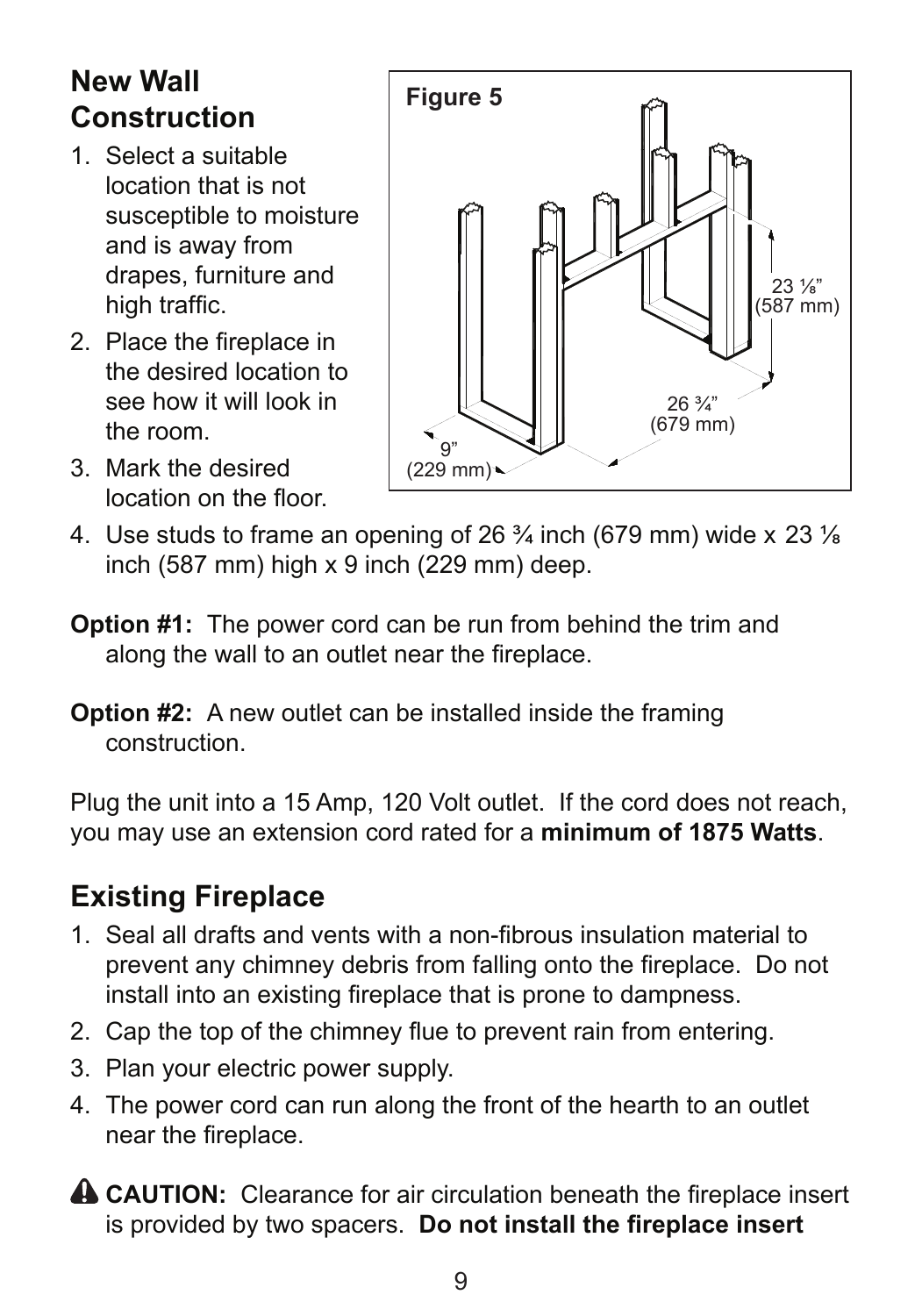## New Wall Construction

1. Select a suitable location that is not susceptible to moisture and is away from drapes, furniture and high traffic.
2. Place the fireplace in the desired location to see how it will look in the room.
3. Mark the desired location on the floor.
4. Use studs to frame an opening of 26 ¾ inch (679 mm) wide x 23 ⅛ inch (587 mm) high x 9 inch (229 mm) deep.

Figure 5

23 ⅛" (587 mm)

26 ¾" (679 mm)

9" (229 mm)

**Option #1:** The power cord can be run from behind the trim and along the wall to an outlet near the fireplace.

**Option #2:** A new outlet can be installed inside the framing construction.

Plug the unit into a 15 Amp, 120 Volt outlet. If the cord does not reach, you may use an extension cord rated for a **minimum of 1875 Watts**.

## Existing Fireplace

1. Seal all drafts and vents with a non-fibrous insulation material to prevent any chimney debris from falling onto the fireplace. Do not install into an existing fireplace that is prone to dampness.
2. Cap the top of the chimney flue to prevent rain from entering.
3. Plan your electric power supply.
4. The power cord can run along the front of the hearth to an outlet near the fireplace.

⚠ **CAUTION:** Clearance for air circulation beneath the fireplace insert is provided by two spacers. **Do not install the fireplace insert**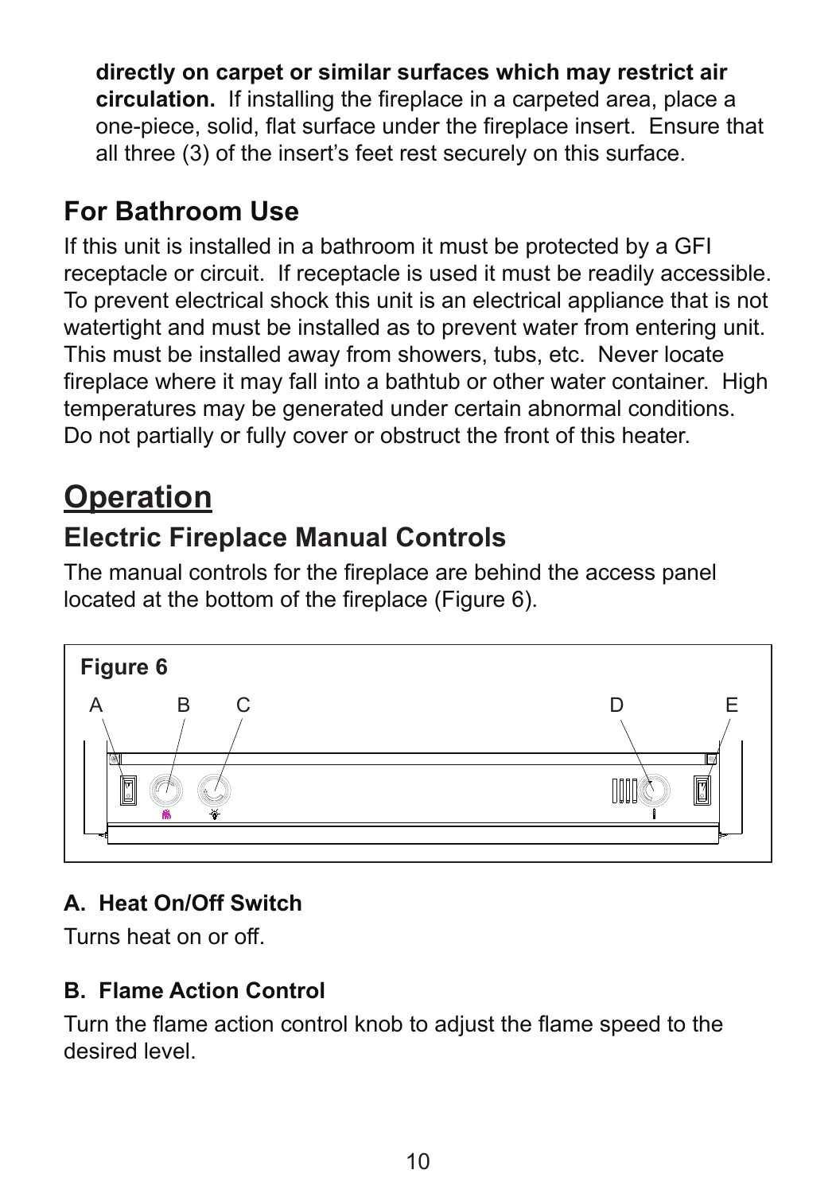**directly on carpet or similar surfaces which may restrict air circulation.** If installing the fireplace in a carpeted area, place a one-piece, solid, flat surface under the fireplace insert. Ensure that all three (3) of the insert's feet rest securely on this surface.

## For Bathroom Use

If this unit is installed in a bathroom it must be protected by a GFI receptacle or circuit. If receptacle is used it must be readily accessible. To prevent electrical shock this unit is an electrical appliance that is not watertight and must be installed as to prevent water from entering unit. This must be installed away from showers, tubs, etc. Never locate fireplace where it may fall into a bathtub or other water container. High temperatures may be generated under certain abnormal conditions. Do not partially or fully cover or obstruct the front of this heater.

# Operation

## Electric Fireplace Manual Controls

The manual controls for the fireplace are behind the access panel located at the bottom of the fireplace (Figure 6).

**Figure 6**

A B C D E

### A. Heat On/Off Switch

Turns heat on or off.

### B. Flame Action Control

Turn the flame action control knob to adjust the flame speed to the desired level.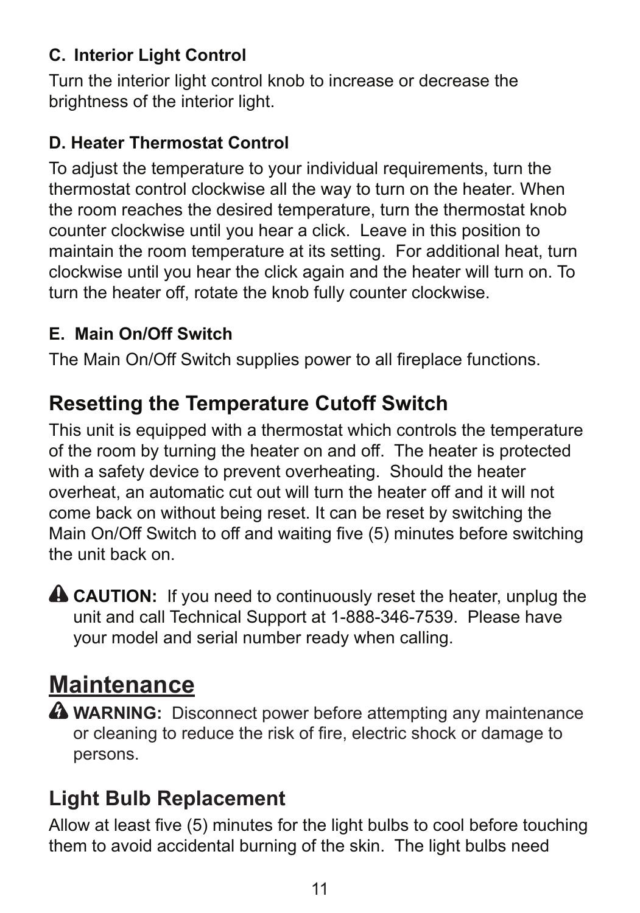### C. Interior Light Control

Turn the interior light control knob to increase or decrease the brightness of the interior light.

### D. Heater Thermostat Control

To adjust the temperature to your individual requirements, turn the thermostat control clockwise all the way to turn on the heater. When the room reaches the desired temperature, turn the thermostat knob counter clockwise until you hear a click. Leave in this position to maintain the room temperature at its setting. For additional heat, turn clockwise until you hear the click again and the heater will turn on. To turn the heater off, rotate the knob fully counter clockwise.

### E. Main On/Off Switch

The Main On/Off Switch supplies power to all fireplace functions.

## Resetting the Temperature Cutoff Switch

This unit is equipped with a thermostat which controls the temperature of the room by turning the heater on and off. The heater is protected with a safety device to prevent overheating. Should the heater overheat, an automatic cut out will turn the heater off and it will not come back on without being reset. It can be reset by switching the Main On/Off Switch to off and waiting five (5) minutes before switching the unit back on.

⚠ **CAUTION:** If you need to continuously reset the heater, unplug the unit and call Technical Support at 1-888-346-7539. Please have your model and serial number ready when calling.

# Maintenance

⚠ **WARNING:** Disconnect power before attempting any maintenance or cleaning to reduce the risk of fire, electric shock or damage to persons.

## Light Bulb Replacement

Allow at least five (5) minutes for the light bulbs to cool before touching them to avoid accidental burning of the skin. The light bulbs need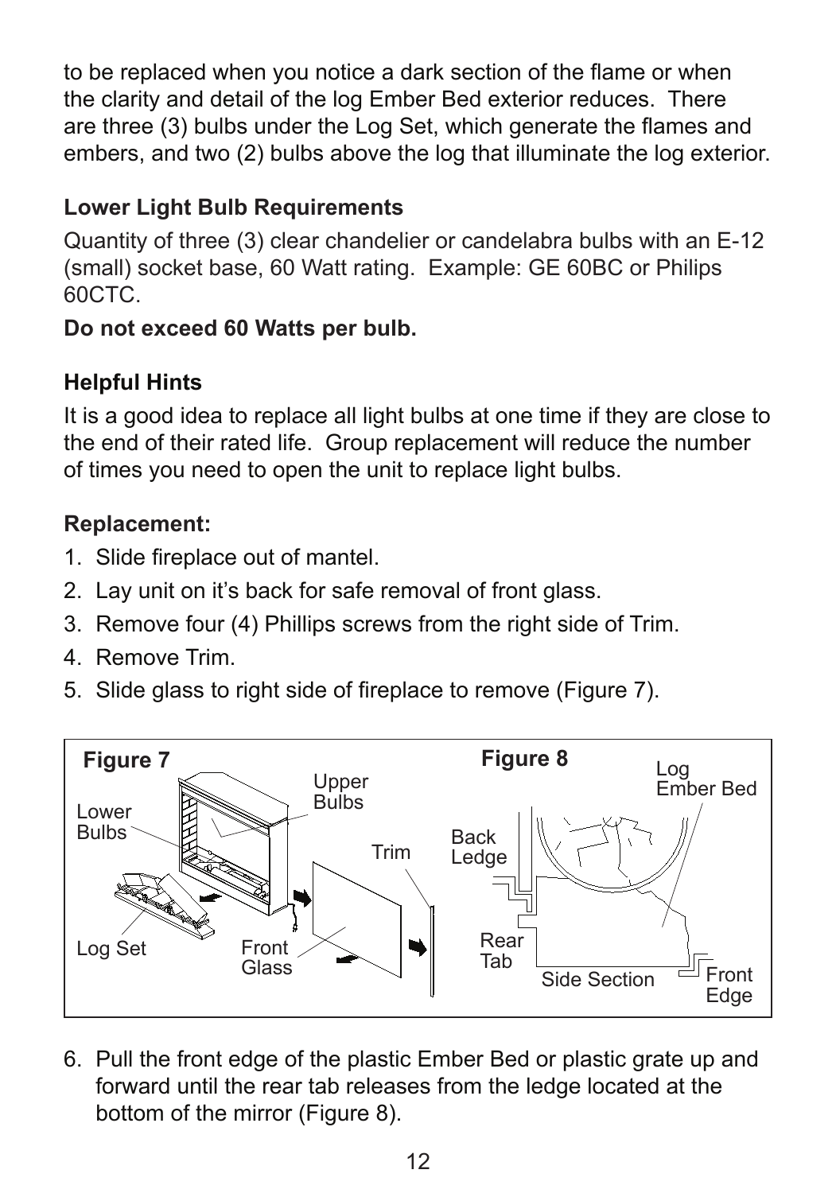to be replaced when you notice a dark section of the flame or when the clarity and detail of the log Ember Bed exterior reduces. There are three (3) bulbs under the Log Set, which generate the flames and embers, and two (2) bulbs above the log that illuminate the log exterior.

### Lower Light Bulb Requirements

Quantity of three (3) clear chandelier or candelabra bulbs with an E-12 (small) socket base, 60 Watt rating. Example: GE 60BC or Philips 60CTC.

**Do not exceed 60 Watts per bulb.**

### Helpful Hints

It is a good idea to replace all light bulbs at one time if they are close to the end of their rated life. Group replacement will reduce the number of times you need to open the unit to replace light bulbs.

### Replacement:

1. Slide fireplace out of mantel.
2. Lay unit on it's back for safe removal of front glass.
3. Remove four (4) Phillips screws from the right side of Trim.
4. Remove Trim.
5. Slide glass to right side of fireplace to remove (Figure 7).

Figure 7

Figure 8

6. Pull the front edge of the plastic Ember Bed or plastic grate up and forward until the rear tab releases from the ledge located at the bottom of the mirror (Figure 8).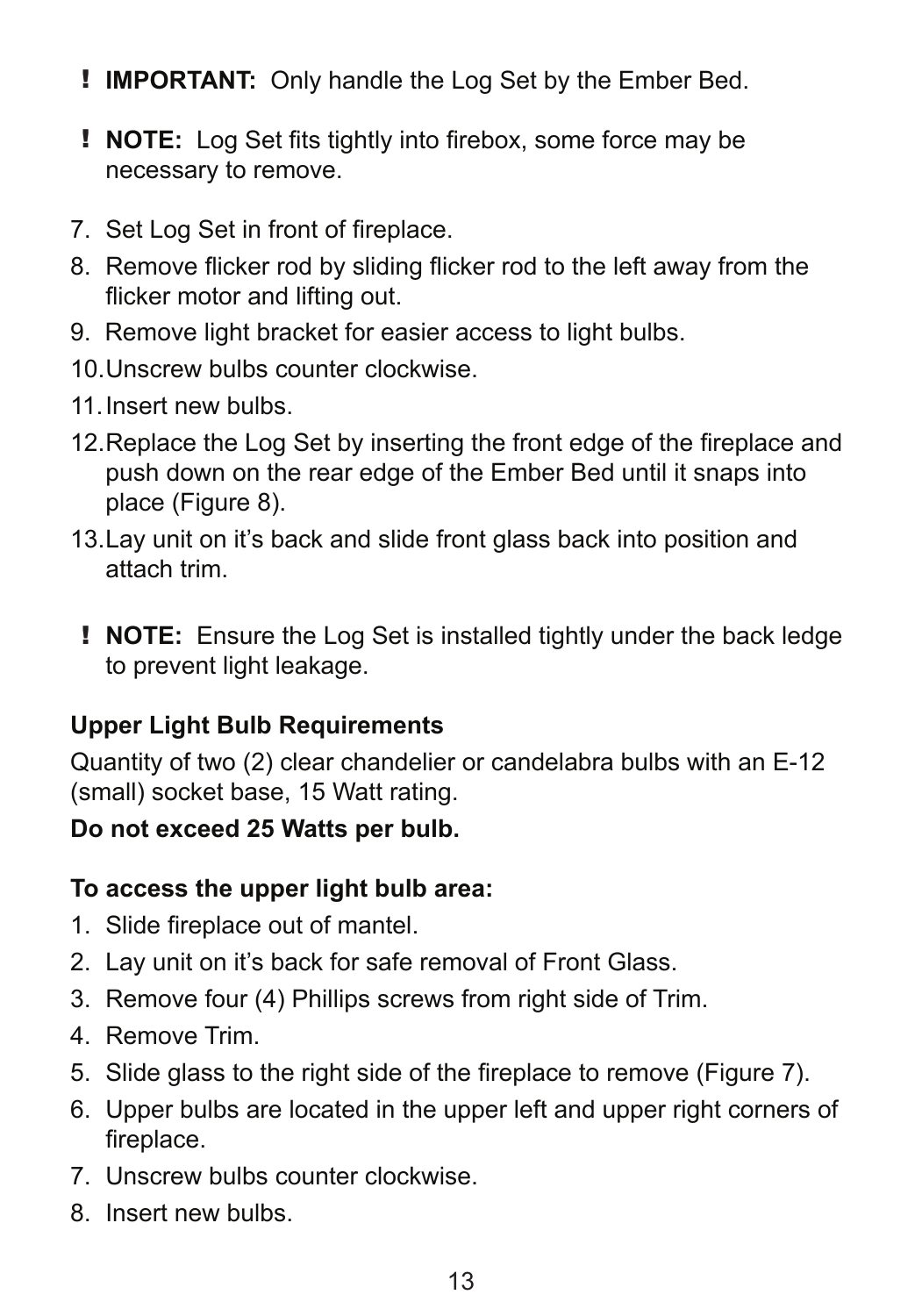! **IMPORTANT:** Only handle the Log Set by the Ember Bed.

! **NOTE:** Log Set fits tightly into firebox, some force may be necessary to remove.

7. Set Log Set in front of fireplace.
8. Remove flicker rod by sliding flicker rod to the left away from the flicker motor and lifting out.
9. Remove light bracket for easier access to light bulbs.
10. Unscrew bulbs counter clockwise.
11. Insert new bulbs.
12. Replace the Log Set by inserting the front edge of the fireplace and push down on the rear edge of the Ember Bed until it snaps into place (Figure 8).
13. Lay unit on it's back and slide front glass back into position and attach trim.

! **NOTE:** Ensure the Log Set is installed tightly under the back ledge to prevent light leakage.

**Upper Light Bulb Requirements**

Quantity of two (2) clear chandelier or candelabra bulbs with an E-12 (small) socket base, 15 Watt rating.

**Do not exceed 25 Watts per bulb.**

**To access the upper light bulb area:**

1. Slide fireplace out of mantel.
2. Lay unit on it's back for safe removal of Front Glass.
3. Remove four (4) Phillips screws from right side of Trim.
4. Remove Trim.
5. Slide glass to the right side of the fireplace to remove (Figure 7).
6. Upper bulbs are located in the upper left and upper right corners of fireplace.
7. Unscrew bulbs counter clockwise.
8. Insert new bulbs.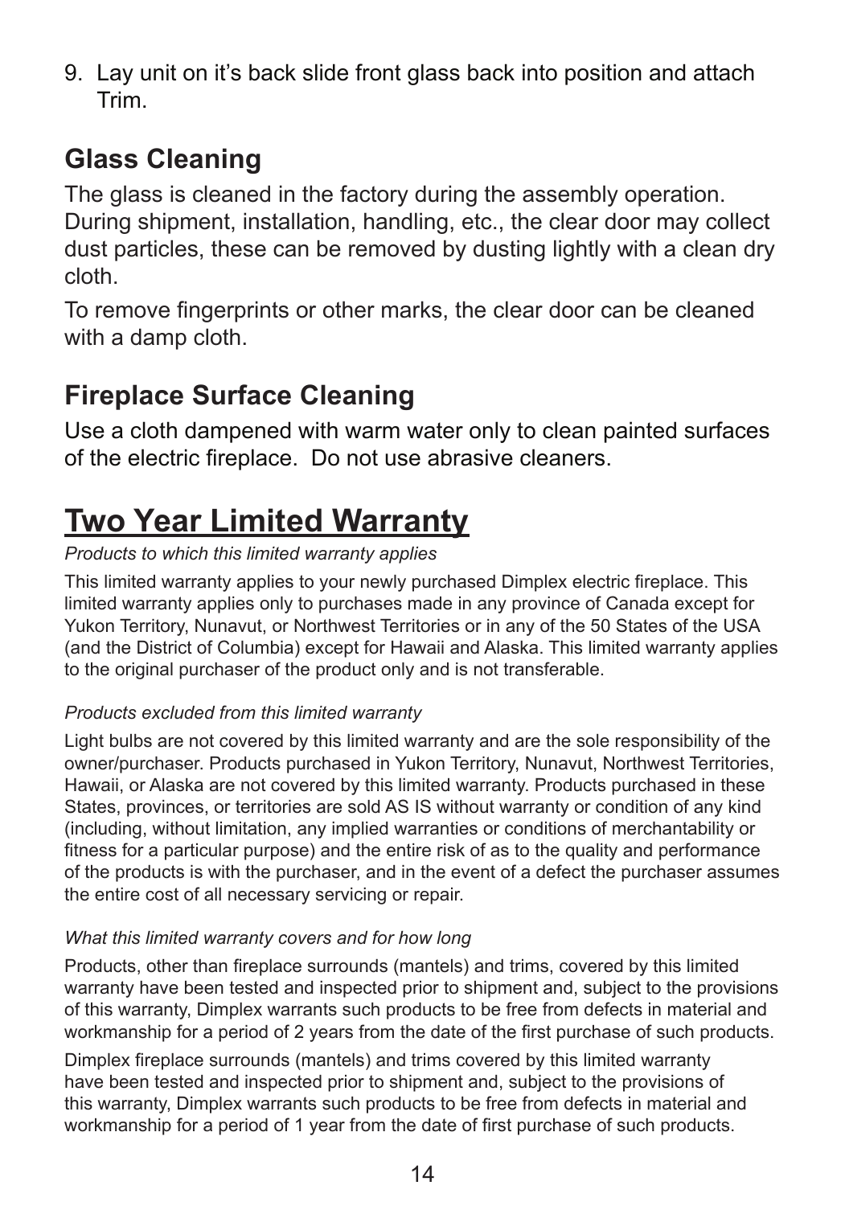9. Lay unit on it's back slide front glass back into position and attach Trim.

## Glass Cleaning

The glass is cleaned in the factory during the assembly operation. During shipment, installation, handling, etc., the clear door may collect dust particles, these can be removed by dusting lightly with a clean dry cloth.

To remove fingerprints or other marks, the clear door can be cleaned with a damp cloth.

## Fireplace Surface Cleaning

Use a cloth dampened with warm water only to clean painted surfaces of the electric fireplace. Do not use abrasive cleaners.

# Two Year Limited Warranty

*Products to which this limited warranty applies*

This limited warranty applies to your newly purchased Dimplex electric fireplace. This limited warranty applies only to purchases made in any province of Canada except for Yukon Territory, Nunavut, or Northwest Territories or in any of the 50 States of the USA (and the District of Columbia) except for Hawaii and Alaska. This limited warranty applies to the original purchaser of the product only and is not transferable.

*Products excluded from this limited warranty*

Light bulbs are not covered by this limited warranty and are the sole responsibility of the owner/purchaser. Products purchased in Yukon Territory, Nunavut, Northwest Territories, Hawaii, or Alaska are not covered by this limited warranty. Products purchased in these States, provinces, or territories are sold AS IS without warranty or condition of any kind (including, without limitation, any implied warranties or conditions of merchantability or fitness for a particular purpose) and the entire risk of as to the quality and performance of the products is with the purchaser, and in the event of a defect the purchaser assumes the entire cost of all necessary servicing or repair.

*What this limited warranty covers and for how long*

Products, other than fireplace surrounds (mantels) and trims, covered by this limited warranty have been tested and inspected prior to shipment and, subject to the provisions of this warranty, Dimplex warrants such products to be free from defects in material and workmanship for a period of 2 years from the date of the first purchase of such products.

Dimplex fireplace surrounds (mantels) and trims covered by this limited warranty have been tested and inspected prior to shipment and, subject to the provisions of this warranty, Dimplex warrants such products to be free from defects in material and workmanship for a period of 1 year from the date of first purchase of such products.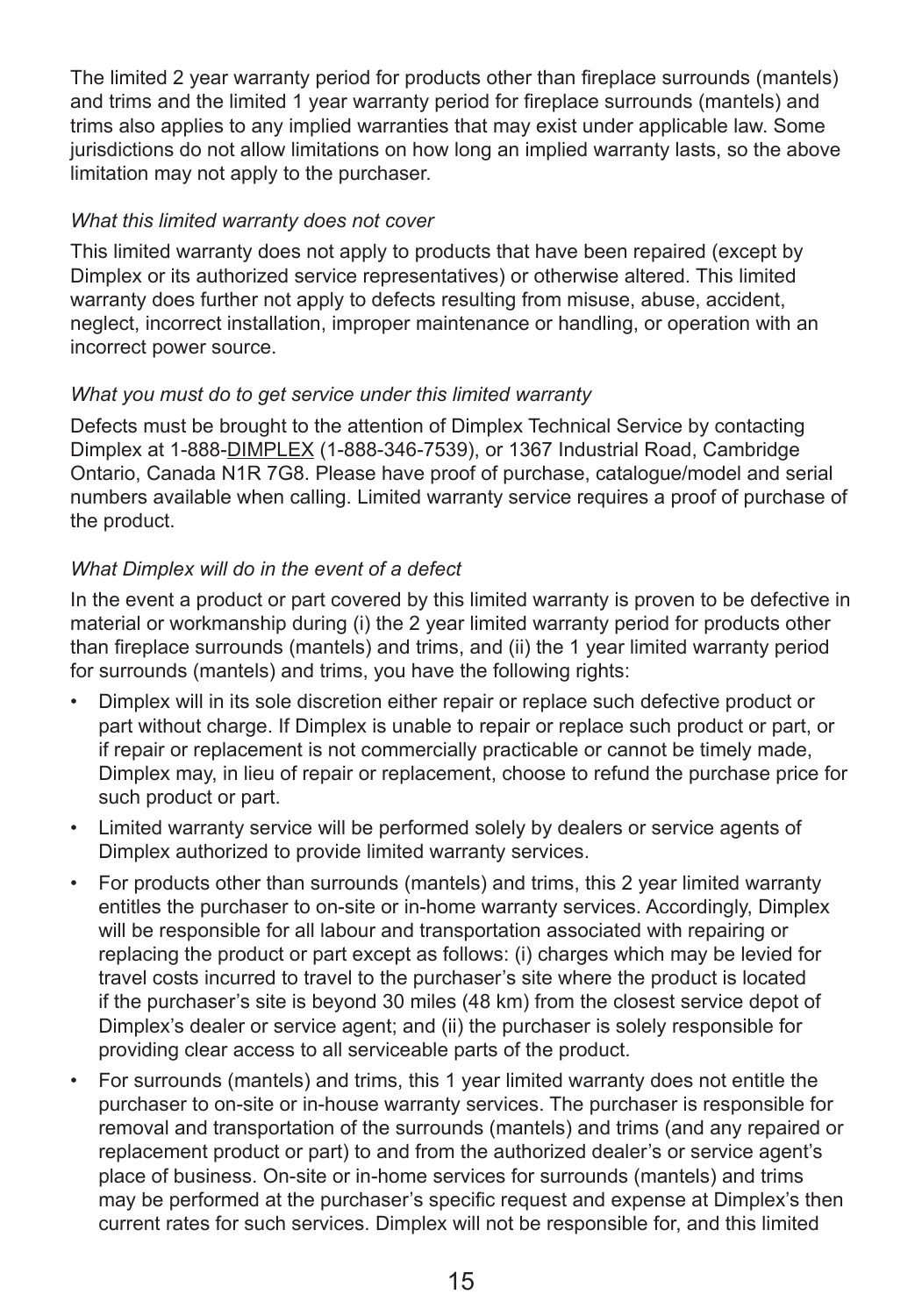The limited 2 year warranty period for products other than fireplace surrounds (mantels) and trims and the limited 1 year warranty period for fireplace surrounds (mantels) and trims also applies to any implied warranties that may exist under applicable law. Some jurisdictions do not allow limitations on how long an implied warranty lasts, so the above limitation may not apply to the purchaser.

*What this limited warranty does not cover*

This limited warranty does not apply to products that have been repaired (except by Dimplex or its authorized service representatives) or otherwise altered. This limited warranty does further not apply to defects resulting from misuse, abuse, accident, neglect, incorrect installation, improper maintenance or handling, or operation with an incorrect power source.

*What you must do to get service under this limited warranty*

Defects must be brought to the attention of Dimplex Technical Service by contacting Dimplex at 1-888-DIMPLEX (1-888-346-7539), or 1367 Industrial Road, Cambridge Ontario, Canada N1R 7G8. Please have proof of purchase, catalogue/model and serial numbers available when calling. Limited warranty service requires a proof of purchase of the product.

*What Dimplex will do in the event of a defect*

In the event a product or part covered by this limited warranty is proven to be defective in material or workmanship during (i) the 2 year limited warranty period for products other than fireplace surrounds (mantels) and trims, and (ii) the 1 year limited warranty period for surrounds (mantels) and trims, you have the following rights:

- Dimplex will in its sole discretion either repair or replace such defective product or part without charge. If Dimplex is unable to repair or replace such product or part, or if repair or replacement is not commercially practicable or cannot be timely made, Dimplex may, in lieu of repair or replacement, choose to refund the purchase price for such product or part.
- Limited warranty service will be performed solely by dealers or service agents of Dimplex authorized to provide limited warranty services.
- For products other than surrounds (mantels) and trims, this 2 year limited warranty entitles the purchaser to on-site or in-home warranty services. Accordingly, Dimplex will be responsible for all labour and transportation associated with repairing or replacing the product or part except as follows: (i) charges which may be levied for travel costs incurred to travel to the purchaser's site where the product is located if the purchaser's site is beyond 30 miles (48 km) from the closest service depot of Dimplex's dealer or service agent; and (ii) the purchaser is solely responsible for providing clear access to all serviceable parts of the product.
- For surrounds (mantels) and trims, this 1 year limited warranty does not entitle the purchaser to on-site or in-house warranty services. The purchaser is responsible for removal and transportation of the surrounds (mantels) and trims (and any repaired or replacement product or part) to and from the authorized dealer's or service agent's place of business. On-site or in-home services for surrounds (mantels) and trims may be performed at the purchaser's specific request and expense at Dimplex's then current rates for such services. Dimplex will not be responsible for, and this limited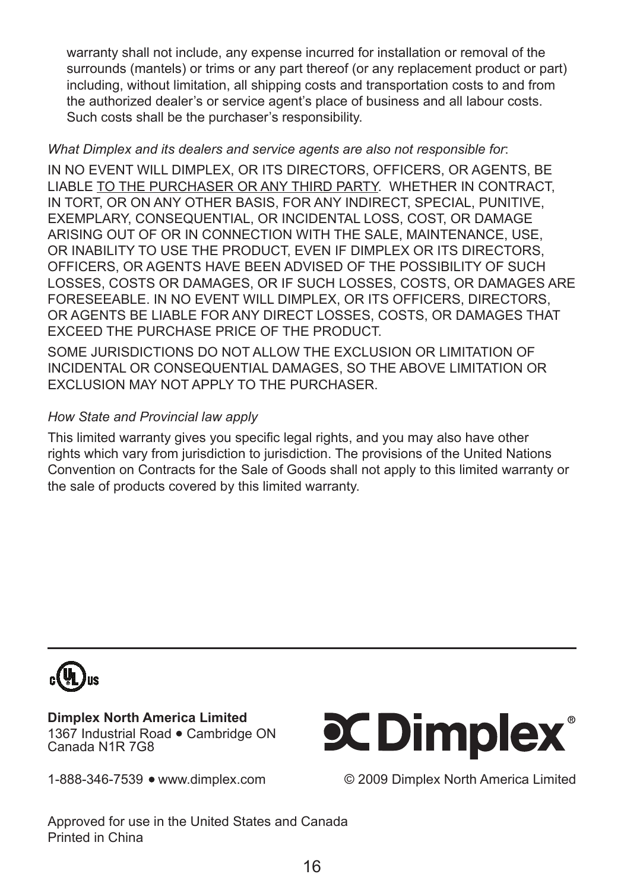warranty shall not include, any expense incurred for installation or removal of the surrounds (mantels) or trims or any part thereof (or any replacement product or part) including, without limitation, all shipping costs and transportation costs to and from the authorized dealer's or service agent's place of business and all labour costs. Such costs shall be the purchaser's responsibility.

*What Dimplex and its dealers and service agents are also not responsible for*:

IN NO EVENT WILL DIMPLEX, OR ITS DIRECTORS, OFFICERS, OR AGENTS, BE LIABLE TO THE PURCHASER OR ANY THIRD PARTY. WHETHER IN CONTRACT, IN TORT, OR ON ANY OTHER BASIS, FOR ANY INDIRECT, SPECIAL, PUNITIVE, EXEMPLARY, CONSEQUENTIAL, OR INCIDENTAL LOSS, COST, OR DAMAGE ARISING OUT OF OR IN CONNECTION WITH THE SALE, MAINTENANCE, USE, OR INABILITY TO USE THE PRODUCT, EVEN IF DIMPLEX OR ITS DIRECTORS, OFFICERS, OR AGENTS HAVE BEEN ADVISED OF THE POSSIBILITY OF SUCH LOSSES, COSTS OR DAMAGES, OR IF SUCH LOSSES, COSTS, OR DAMAGES ARE FORESEEABLE. IN NO EVENT WILL DIMPLEX, OR ITS OFFICERS, DIRECTORS, OR AGENTS BE LIABLE FOR ANY DIRECT LOSSES, COSTS, OR DAMAGES THAT EXCEED THE PURCHASE PRICE OF THE PRODUCT.

SOME JURISDICTIONS DO NOT ALLOW THE EXCLUSION OR LIMITATION OF INCIDENTAL OR CONSEQUENTIAL DAMAGES, SO THE ABOVE LIMITATION OR EXCLUSION MAY NOT APPLY TO THE PURCHASER.

*How State and Provincial law apply*

This limited warranty gives you specific legal rights, and you may also have other rights which vary from jurisdiction to jurisdiction. The provisions of the United Nations Convention on Contracts for the Sale of Goods shall not apply to this limited warranty or the sale of products covered by this limited warranty.

---

**Dimplex North America Limited**
1367 Industrial Road • Cambridge ON
Canada N1R 7G8

Dimplex®

1-888-346-7539 • www.dimplex.com

© 2009 Dimplex North America Limited

Approved for use in the United States and Canada
Printed in China